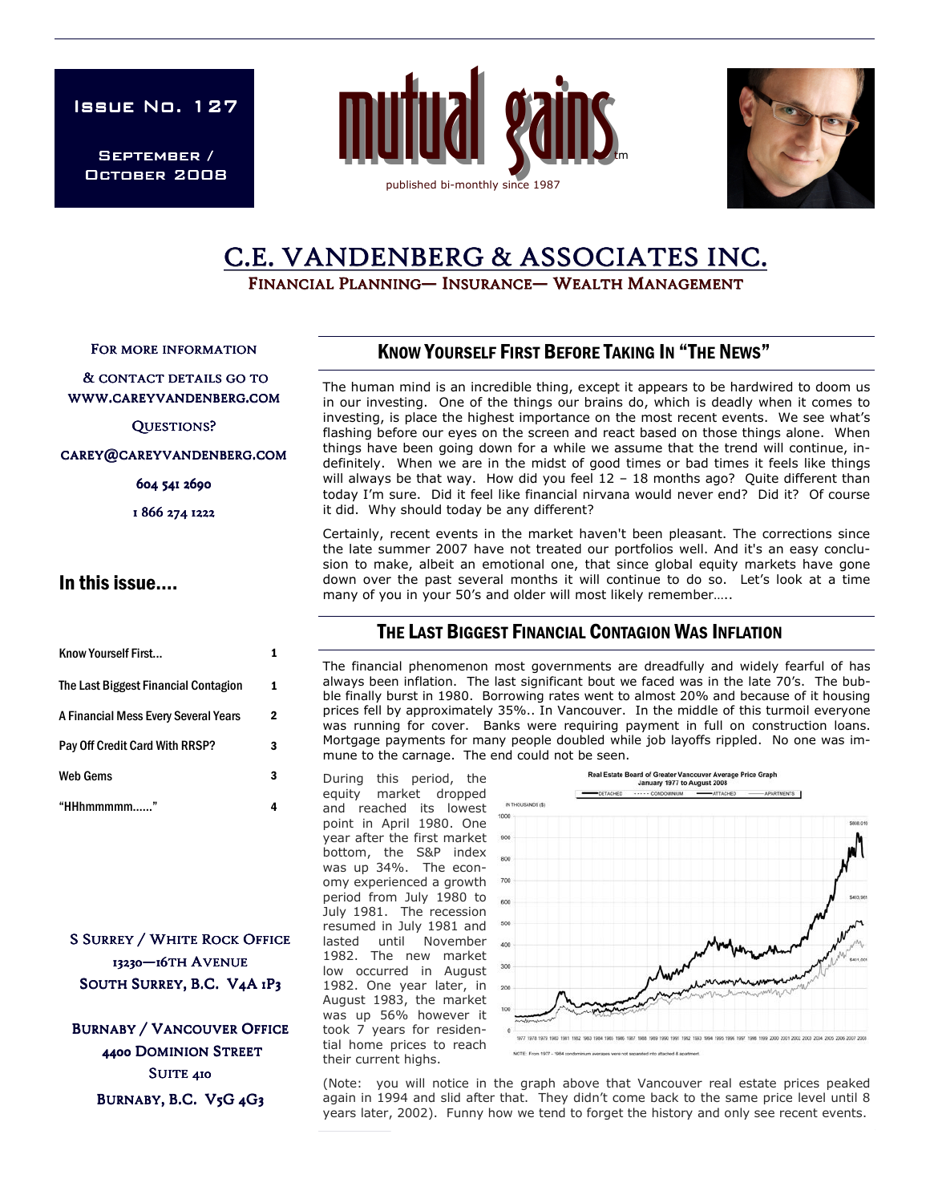Issue No. 127

September / October 2008

# mutual gains™

published bi-monthly since 1987

# C.E. VANDENBERG & ASSOCIATES INC.

FINANCIAL PLANNING— INSURANCE— WEALTH MANAGEMENT

FOR MORE INFORMATION

& CONTACT DETAILS GO TO WWW.CAREYVANDENBERG.COM

QUESTIONS?

CAREY@CAREYVANDENBERG.COM

604 541 2690

1 866 274 1222

## In this issue....

| | |
|---|---|
| Know Yourself First... | 1 |
| The Last Biggest Financial Contagion | 1 |
| A Financial Mess Every Several Years | 2 |
| Pay Off Credit Card With RRSP? | 3 |
| Web Gems | 3 |
| "HHhmmmmm......" | 4 |

S SURREY / WHITE ROCK OFFICE
13230—16TH AVENUE
SOUTH SURREY, B.C. V4A 1P3

BURNABY / VANCOUVER OFFICE
4400 DOMINION STREET
SUITE 410
BURNABY, B.C. V5G 4G3

## KNOW YOURSELF FIRST BEFORE TAKING IN "THE NEWS"

The human mind is an incredible thing, except it appears to be hardwired to doom us in our investing. One of the things our brains do, which is deadly when it comes to investing, is place the highest importance on the most recent events. We see what's flashing before our eyes on the screen and react based on those things alone. When things have been going down for a while we assume that the trend will continue, indefinitely. When we are in the midst of good times or bad times it feels like things will always be that way. How did you feel 12 – 18 months ago? Quite different than today I'm sure. Did it feel like financial nirvana would never end? Did it? Of course it did. Why should today be any different?

Certainly, recent events in the market haven't been pleasant. The corrections since the late summer 2007 have not treated our portfolios well. And it's an easy conclusion to make, albeit an emotional one, that since global equity markets have gone down over the past several months it will continue to do so. Let's look at a time many of you in your 50's and older will most likely remember…..

## THE LAST BIGGEST FINANCIAL CONTAGION WAS INFLATION

The financial phenomenon most governments are dreadfully and widely fearful of has always been inflation. The last significant bout we faced was in the late 70's. The bubble finally burst in 1980. Borrowing rates went to almost 20% and because of it housing prices fell by approximately 35%.. In Vancouver. In the middle of this turmoil everyone was running for cover. Banks were requiring payment in full on construction loans. Mortgage payments for many people doubled while job layoffs rippled. No one was immune to the carnage. The end could not be seen.

During this period, the equity market dropped and reached its lowest point in April 1980. One year after the first market bottom, the S&P index was up 34%. The economy experienced a growth period from July 1980 to July 1981. The recession resumed in July 1981 and lasted until November 1982. The new market low occurred in August 1982. One year later, in August 1983, the market was up 56% however it took 7 years for residential home prices to reach their current highs.

Real Estate Board of Greater Vancouver Average Price Graph
January 1977 to August 2008

NOTE: From 1977 – 1984 condominium averages were not separated into attached & apartment.

(Note: you will notice in the graph above that Vancouver real estate prices peaked again in 1994 and slid after that. They didn't come back to the same price level until 8 years later, 2002). Funny how we tend to forget the history and only see recent events.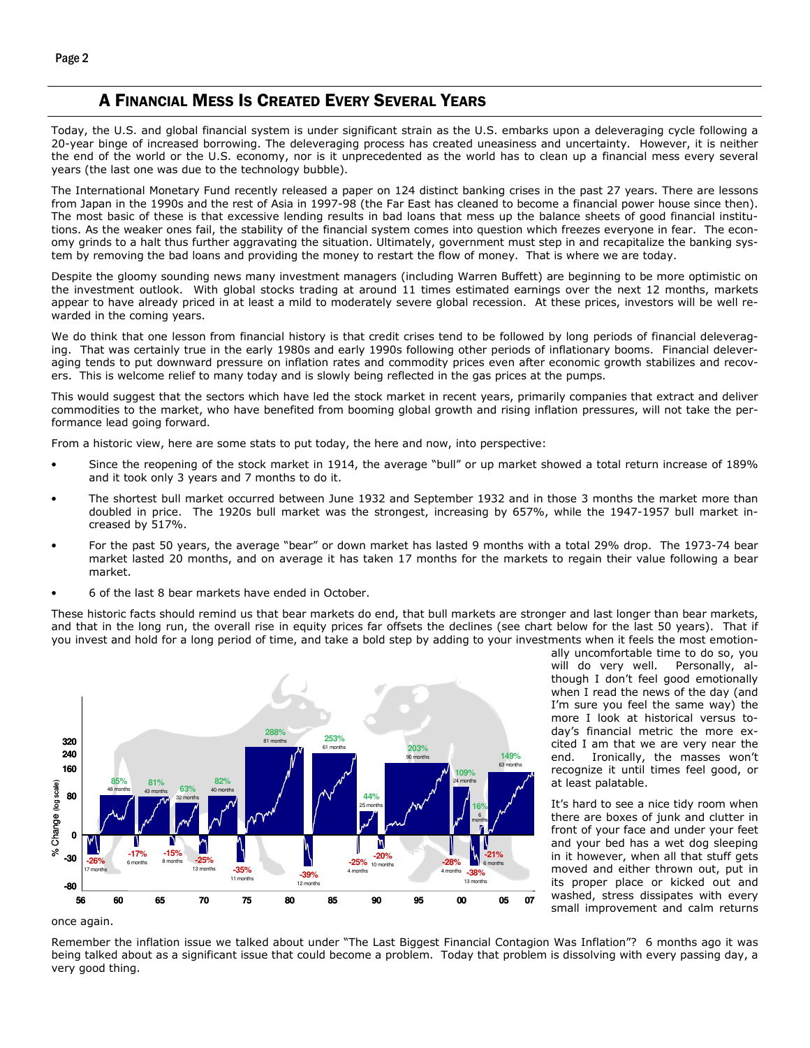## A Financial Mess Is Created Every Several Years

Today, the U.S. and global financial system is under significant strain as the U.S. embarks upon a deleveraging cycle following a 20-year binge of increased borrowing. The deleveraging process has created uneasiness and uncertainty. However, it is neither the end of the world or the U.S. economy, nor is it unprecedented as the world has to clean up a financial mess every several years (the last one was due to the technology bubble).

The International Monetary Fund recently released a paper on 124 distinct banking crises in the past 27 years. There are lessons from Japan in the 1990s and the rest of Asia in 1997-98 (the Far East has cleaned to become a financial power house since then). The most basic of these is that excessive lending results in bad loans that mess up the balance sheets of good financial institutions. As the weaker ones fail, the stability of the financial system comes into question which freezes everyone in fear. The economy grinds to a halt thus further aggravating the situation. Ultimately, government must step in and recapitalize the banking system by removing the bad loans and providing the money to restart the flow of money. That is where we are today.

Despite the gloomy sounding news many investment managers (including Warren Buffett) are beginning to be more optimistic on the investment outlook. With global stocks trading at around 11 times estimated earnings over the next 12 months, markets appear to have already priced in at least a mild to moderately severe global recession. At these prices, investors will be well rewarded in the coming years.

We do think that one lesson from financial history is that credit crises tend to be followed by long periods of financial deleveraging. That was certainly true in the early 1980s and early 1990s following other periods of inflationary booms. Financial deleveraging tends to put downward pressure on inflation rates and commodity prices even after economic growth stabilizes and recovers. This is welcome relief to many today and is slowly being reflected in the gas prices at the pumps.

This would suggest that the sectors which have led the stock market in recent years, primarily companies that extract and deliver commodities to the market, who have benefited from booming global growth and rising inflation pressures, will not take the performance lead going forward.

From a historic view, here are some stats to put today, the here and now, into perspective:

- Since the reopening of the stock market in 1914, the average "bull" or up market showed a total return increase of 189% and it took only 3 years and 7 months to do it.
- The shortest bull market occurred between June 1932 and September 1932 and in those 3 months the market more than doubled in price. The 1920s bull market was the strongest, increasing by 657%, while the 1947-1957 bull market increased by 517%.
- For the past 50 years, the average "bear" or down market has lasted 9 months with a total 29% drop. The 1973-74 bear market lasted 20 months, and on average it has taken 17 months for the markets to regain their value following a bear market.
- 6 of the last 8 bear markets have ended in October.

These historic facts should remind us that bear markets do end, that bull markets are stronger and last longer than bear markets, and that in the long run, the overall rise in equity prices far offsets the declines (see chart below for the last 50 years). That if you invest and hold for a long period of time, and take a bold step by adding to your investments when it feels the most emotionally uncomfortable time to do so, you will do very well. Personally, although I don't feel good emotionally when I read the news of the day (and I'm sure you feel the same way) the more I look at historical versus today's financial metric the more excited I am that we are very near the end. Ironically, the masses won't recognize it until times feel good, or at least palatable.

It's hard to see a nice tidy room when there are boxes of junk and clutter in front of your face and under your feet and your bed has a wet dog sleeping in it however, when all that stuff gets moved and either thrown out, put in its proper place or kicked out and washed, stress dissipates with every small improvement and calm returns once again.

Remember the inflation issue we talked about under "The Last Biggest Financial Contagion Was Inflation"? 6 months ago it was being talked about as a significant issue that could become a problem. Today that problem is dissolving with every passing day, a very good thing.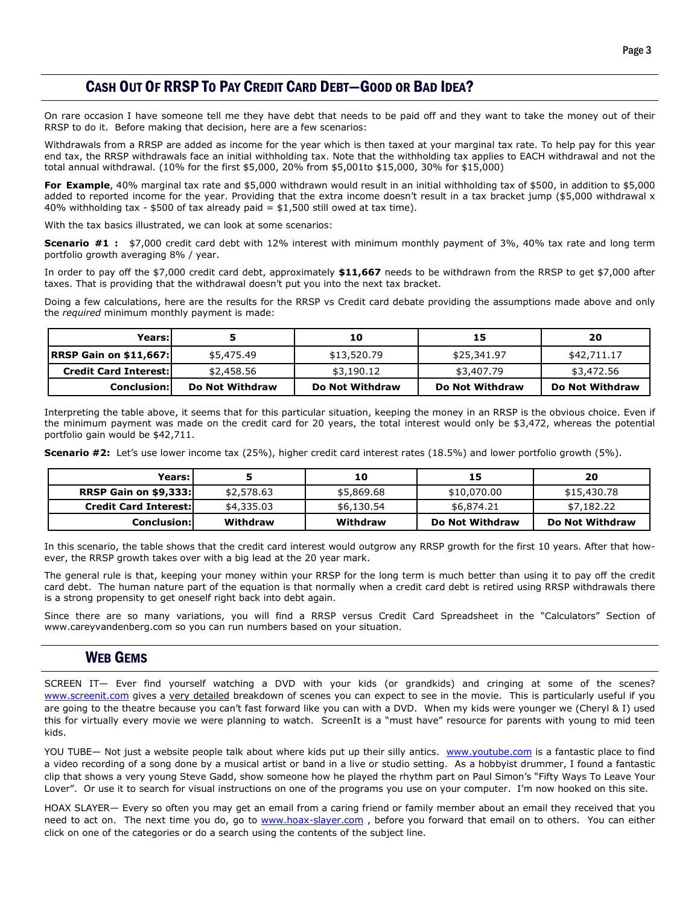## Cash Out Of RRSP To Pay Credit Card Debt—Good or Bad Idea?

On rare occasion I have someone tell me they have debt that needs to be paid off and they want to take the money out of their RRSP to do it. Before making that decision, here are a few scenarios:

Withdrawals from a RRSP are added as income for the year which is then taxed at your marginal tax rate. To help pay for this year end tax, the RRSP withdrawals face an initial withholding tax. Note that the withholding tax applies to EACH withdrawal and not the total annual withdrawal. (10% for the first $5,000, 20% from $5,001to $15,000, 30% for $15,000)

**For Example**, 40% marginal tax rate and $5,000 withdrawn would result in an initial withholding tax of $500, in addition to $5,000 added to reported income for the year. Providing that the extra income doesn't result in a tax bracket jump ($5,000 withdrawal x 40% withholding tax - $500 of tax already paid = $1,500 still owed at tax time).

With the tax basics illustrated, we can look at some scenarios:

**Scenario #1 :** $7,000 credit card debt with 12% interest with minimum monthly payment of 3%, 40% tax rate and long term portfolio growth averaging 8% / year.

In order to pay off the $7,000 credit card debt, approximately **$11,667** needs to be withdrawn from the RRSP to get $7,000 after taxes. That is providing that the withdrawal doesn't put you into the next tax bracket.

Doing a few calculations, here are the results for the RRSP vs Credit card debate providing the assumptions made above and only the *required* minimum monthly payment is made:

| Years: | 5 | 10 | 15 | 20 |
|---|---|---|---|---|
| RRSP Gain on $11,667: | $5,475.49 | $13,520.79 | $25,341.97 | $42,711.17 |
| Credit Card Interest: | $2,458.56 | $3,190.12 | $3,407.79 | $3,472.56 |
| Conclusion: | Do Not Withdraw | Do Not Withdraw | Do Not Withdraw | Do Not Withdraw |

Interpreting the table above, it seems that for this particular situation, keeping the money in an RRSP is the obvious choice. Even if the minimum payment was made on the credit card for 20 years, the total interest would only be $3,472, whereas the potential portfolio gain would be $42,711.

**Scenario #2:** Let's use lower income tax (25%), higher credit card interest rates (18.5%) and lower portfolio growth (5%).

| Years: | 5 | 10 | 15 | 20 |
|---|---|---|---|---|
| RRSP Gain on $9,333: | $2,578.63 | $5,869.68 | $10,070.00 | $15,430.78 |
| Credit Card Interest: | $4,335.03 | $6,130.54 | $6,874.21 | $7,182.22 |
| Conclusion: | Withdraw | Withdraw | Do Not Withdraw | Do Not Withdraw |

In this scenario, the table shows that the credit card interest would outgrow any RRSP growth for the first 10 years. After that however, the RRSP growth takes over with a big lead at the 20 year mark.

The general rule is that, keeping your money within your RRSP for the long term is much better than using it to pay off the credit card debt. The human nature part of the equation is that normally when a credit card debt is retired using RRSP withdrawals there is a strong propensity to get oneself right back into debt again.

Since there are so many variations, you will find a RRSP versus Credit Card Spreadsheet in the "Calculators" Section of www.careyvandenberg.com so you can run numbers based on your situation.

## Web Gems

SCREEN IT— Ever find yourself watching a DVD with your kids (or grandkids) and cringing at some of the scenes? www.screenit.com gives a very detailed breakdown of scenes you can expect to see in the movie. This is particularly useful if you are going to the theatre because you can't fast forward like you can with a DVD. When my kids were younger we (Cheryl & I) used this for virtually every movie we were planning to watch. ScreenIt is a "must have" resource for parents with young to mid teen kids.

YOU TUBE— Not just a website people talk about where kids put up their silly antics. www.youtube.com is a fantastic place to find a video recording of a song done by a musical artist or band in a live or studio setting. As a hobbyist drummer, I found a fantastic clip that shows a very young Steve Gadd, show someone how he played the rhythm part on Paul Simon's "Fifty Ways To Leave Your Lover". Or use it to search for visual instructions on one of the programs you use on your computer. I'm now hooked on this site.

HOAX SLAYER— Every so often you may get an email from a caring friend or family member about an email they received that you need to act on. The next time you do, go to www.hoax-slayer.com , before you forward that email on to others. You can either click on one of the categories or do a search using the contents of the subject line.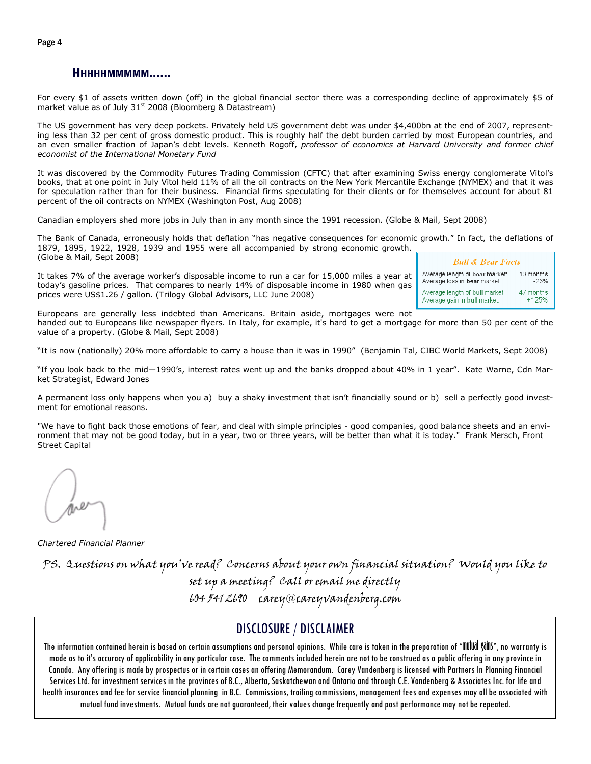## HHHHHMMMMM......

For every $1 of assets written down (off) in the global financial sector there was a corresponding decline of approximately $5 of market value as of July 31st 2008 (Bloomberg & Datastream)

The US government has very deep pockets. Privately held US government debt was under $4,400bn at the end of 2007, representing less than 32 per cent of gross domestic product. This is roughly half the debt burden carried by most European countries, and an even smaller fraction of Japan's debt levels. Kenneth Rogoff, *professor of economics at Harvard University and former chief economist of the International Monetary Fund*

It was discovered by the Commodity Futures Trading Commission (CFTC) that after examining Swiss energy conglomerate Vitol's books, that at one point in July Vitol held 11% of all the oil contracts on the New York Mercantile Exchange (NYMEX) and that it was for speculation rather than for their business. Financial firms speculating for their clients or for themselves account for about 81 percent of the oil contracts on NYMEX (Washington Post, Aug 2008)

Canadian employers shed more jobs in July than in any month since the 1991 recession. (Globe & Mail, Sept 2008)

The Bank of Canada, erroneously holds that deflation "has negative consequences for economic growth." In fact, the deflations of 1879, 1895, 1922, 1928, 1939 and 1955 were all accompanied by strong economic growth. (Globe & Mail, Sept 2008)

It takes 7% of the average worker's disposable income to run a car for 15,000 miles a year at today's gasoline prices. That compares to nearly 14% of disposable income in 1980 when gas prices were US$1.26 / gallon. (Trilogy Global Advisors, LLC June 2008)

**Bull & Bear Facts**

| | |
|---|---|
| Average length of bear market: | 10 months |
| Average loss in bear market: | -26% |
| Average length of bull market: | 47 months |
| Average gain in bull market: | +125% |

Europeans are generally less indebted than Americans. Britain aside, mortgages were not handed out to Europeans like newspaper flyers. In Italy, for example, it's hard to get a mortgage for more than 50 per cent of the value of a property. (Globe & Mail, Sept 2008)

"It is now (nationally) 20% more affordable to carry a house than it was in 1990" (Benjamin Tal, CIBC World Markets, Sept 2008)

"If you look back to the mid—1990's, interest rates went up and the banks dropped about 40% in 1 year". Kate Warne, Cdn Market Strategist, Edward Jones

A permanent loss only happens when you a) buy a shaky investment that isn't financially sound or b) sell a perfectly good investment for emotional reasons.

"We have to fight back those emotions of fear, and deal with simple principles - good companies, good balance sheets and an environment that may not be good today, but in a year, two or three years, will be better than what it is today." Frank Mersch, Front Street Capital

Carey

*Chartered Financial Planner*

*PS. Questions on what you've read? Concerns about your own financial situation? Would you like to set up a meeting? Call or email me directly*
*604 541 2690 carey@careyvandenberg.com*

## DISCLOSURE / DISCLAIMER

The information contained herein is based on certain assumptions and personal opinions. While care is taken in the preparation of "mutual gains", no warranty is made as to it's accuracy of applicability in any particular case. The comments included herein are not to be construed as a public offering in any province in Canada. Any offering is made by prospectus or in certain cases an offering Memorandum. Carey Vandenberg is licensed with Partners In Planning Financial Services Ltd. for investment services in the provinces of B.C., Alberta, Saskatchewan and Ontario and through C.E. Vandenberg & Associates Inc. for life and health insurances and fee for service financial planning in B.C. Commissions, trailing commissions, management fees and expenses may all be associated with mutual fund investments. Mutual funds are not guaranteed, their values change frequently and past performance may not be repeated.